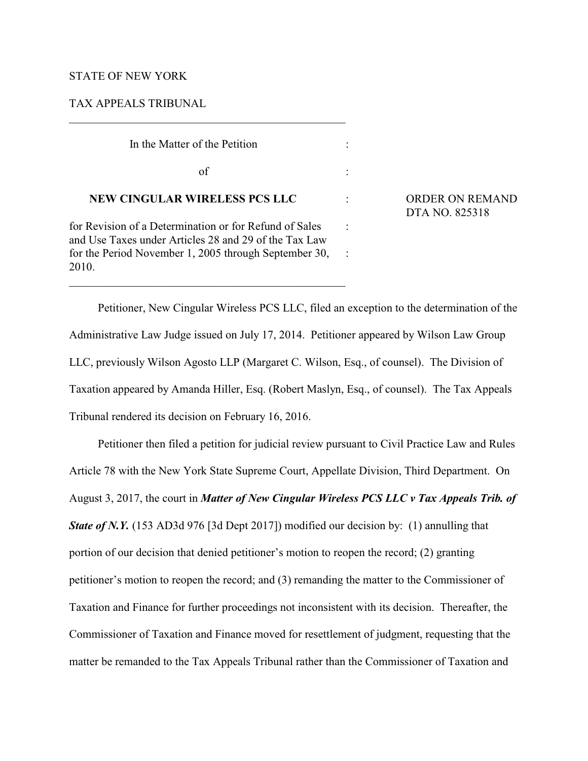STATE OF NEW YORK

TAX APPEALS TRIBUNAL

---

| | | |
|---|---|---|
| In the Matter of the Petition | : | |
| of | : | |
| **NEW CINGULAR WIRELESS PCS LLC** | : | ORDER ON REMAND DTA NO. 825318 |
| for Revision of a Determination or for Refund of Sales and Use Taxes under Articles 28 and 29 of the Tax Law for the Period November 1, 2005 through September 30, 2010. | : | |

---

Petitioner, New Cingular Wireless PCS LLC, filed an exception to the determination of the Administrative Law Judge issued on July 17, 2014. Petitioner appeared by Wilson Law Group LLC, previously Wilson Agosto LLP (Margaret C. Wilson, Esq., of counsel). The Division of Taxation appeared by Amanda Hiller, Esq. (Robert Maslyn, Esq., of counsel). The Tax Appeals Tribunal rendered its decision on February 16, 2016.

Petitioner then filed a petition for judicial review pursuant to Civil Practice Law and Rules Article 78 with the New York State Supreme Court, Appellate Division, Third Department. On August 3, 2017, the court in ***Matter of New Cingular Wireless PCS LLC v Tax Appeals Trib. of State of N.Y.*** (153 AD3d 976 [3d Dept 2017]) modified our decision by: (1) annulling that portion of our decision that denied petitioner's motion to reopen the record; (2) granting petitioner's motion to reopen the record; and (3) remanding the matter to the Commissioner of Taxation and Finance for further proceedings not inconsistent with its decision. Thereafter, the Commissioner of Taxation and Finance moved for resettlement of judgment, requesting that the matter be remanded to the Tax Appeals Tribunal rather than the Commissioner of Taxation and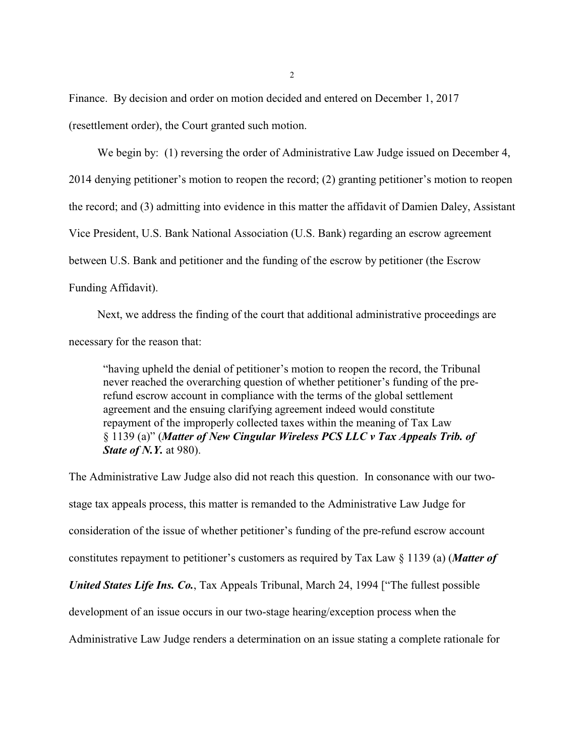Finance. By decision and order on motion decided and entered on December 1, 2017 (resettlement order), the Court granted such motion.

We begin by: (1) reversing the order of Administrative Law Judge issued on December 4, 2014 denying petitioner's motion to reopen the record; (2) granting petitioner's motion to reopen the record; and (3) admitting into evidence in this matter the affidavit of Damien Daley, Assistant Vice President, U.S. Bank National Association (U.S. Bank) regarding an escrow agreement between U.S. Bank and petitioner and the funding of the escrow by petitioner (the Escrow Funding Affidavit).

Next, we address the finding of the court that additional administrative proceedings are necessary for the reason that:

> "having upheld the denial of petitioner's motion to reopen the record, the Tribunal never reached the overarching question of whether petitioner's funding of the pre-refund escrow account in compliance with the terms of the global settlement agreement and the ensuing clarifying agreement indeed would constitute repayment of the improperly collected taxes within the meaning of Tax Law § 1139 (a)" (***Matter of New Cingular Wireless PCS LLC v Tax Appeals Trib. of State of N.Y.*** at 980).

The Administrative Law Judge also did not reach this question. In consonance with our two-stage tax appeals process, this matter is remanded to the Administrative Law Judge for consideration of the issue of whether petitioner's funding of the pre-refund escrow account constitutes repayment to petitioner's customers as required by Tax Law § 1139 (a) (***Matter of United States Life Ins. Co.***, Tax Appeals Tribunal, March 24, 1994 ["The fullest possible development of an issue occurs in our two-stage hearing/exception process when the Administrative Law Judge renders a determination on an issue stating a complete rationale for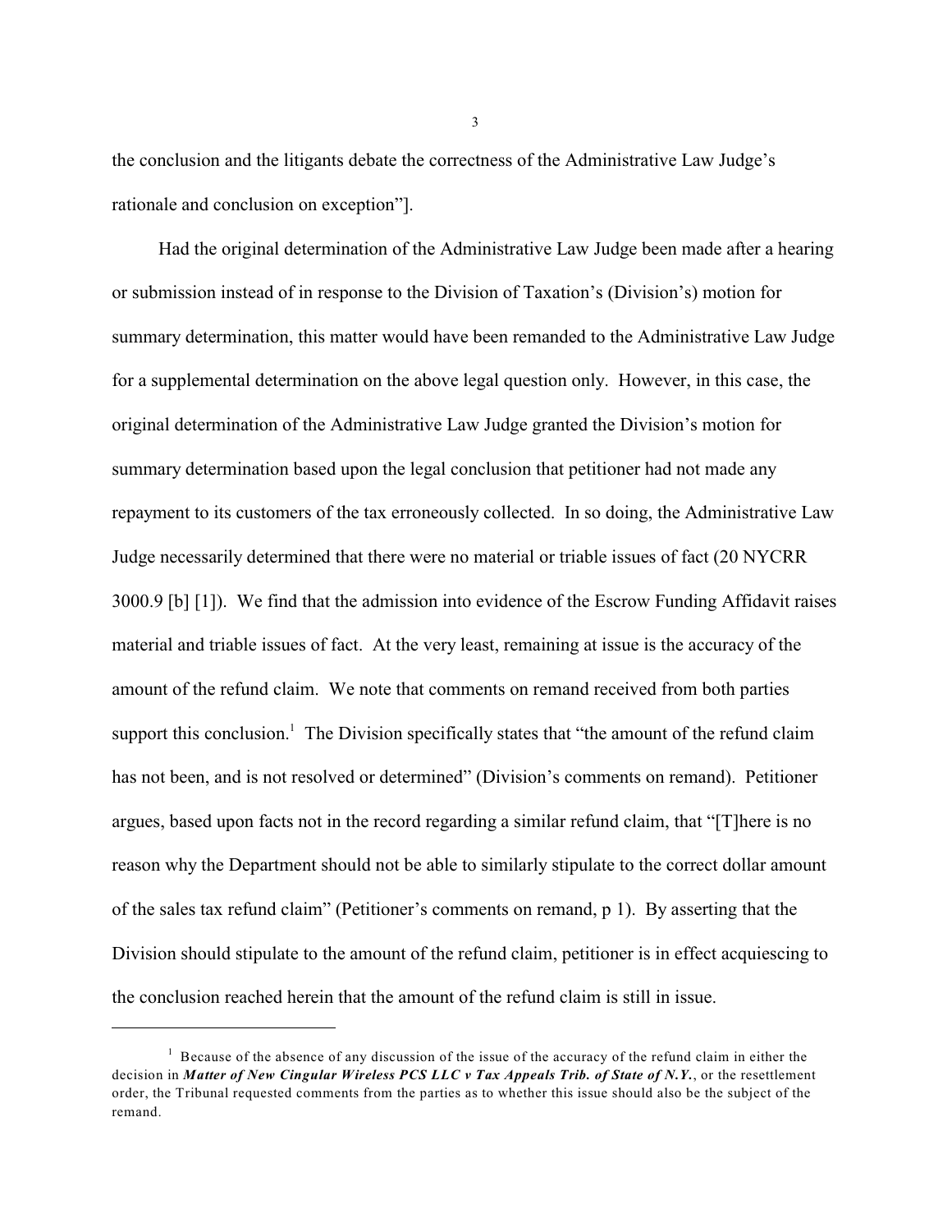the conclusion and the litigants debate the correctness of the Administrative Law Judge's rationale and conclusion on exception"].

Had the original determination of the Administrative Law Judge been made after a hearing or submission instead of in response to the Division of Taxation's (Division's) motion for summary determination, this matter would have been remanded to the Administrative Law Judge for a supplemental determination on the above legal question only. However, in this case, the original determination of the Administrative Law Judge granted the Division's motion for summary determination based upon the legal conclusion that petitioner had not made any repayment to its customers of the tax erroneously collected. In so doing, the Administrative Law Judge necessarily determined that there were no material or triable issues of fact (20 NYCRR 3000.9 [b] [1]). We find that the admission into evidence of the Escrow Funding Affidavit raises material and triable issues of fact. At the very least, remaining at issue is the accuracy of the amount of the refund claim. We note that comments on remand received from both parties support this conclusion.[1] The Division specifically states that "the amount of the refund claim has not been, and is not resolved or determined" (Division's comments on remand). Petitioner argues, based upon facts not in the record regarding a similar refund claim, that "[T]here is no reason why the Department should not be able to similarly stipulate to the correct dollar amount of the sales tax refund claim" (Petitioner's comments on remand, p 1). By asserting that the Division should stipulate to the amount of the refund claim, petitioner is in effect acquiescing to the conclusion reached herein that the amount of the refund claim is still in issue.

---

[1] Because of the absence of any discussion of the issue of the accuracy of the refund claim in either the decision in ***Matter of New Cingular Wireless PCS LLC v Tax Appeals Trib. of State of N.Y.***, or the resettlement order, the Tribunal requested comments from the parties as to whether this issue should also be the subject of the remand.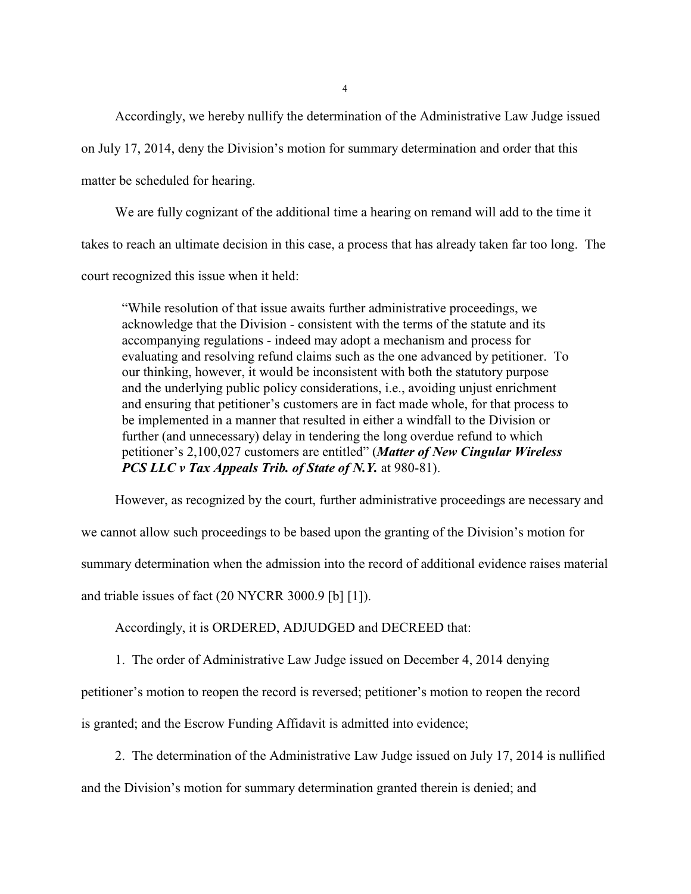Accordingly, we hereby nullify the determination of the Administrative Law Judge issued on July 17, 2014, deny the Division's motion for summary determination and order that this matter be scheduled for hearing.

We are fully cognizant of the additional time a hearing on remand will add to the time it takes to reach an ultimate decision in this case, a process that has already taken far too long. The court recognized this issue when it held:

> "While resolution of that issue awaits further administrative proceedings, we acknowledge that the Division - consistent with the terms of the statute and its accompanying regulations - indeed may adopt a mechanism and process for evaluating and resolving refund claims such as the one advanced by petitioner. To our thinking, however, it would be inconsistent with both the statutory purpose and the underlying public policy considerations, i.e., avoiding unjust enrichment and ensuring that petitioner's customers are in fact made whole, for that process to be implemented in a manner that resulted in either a windfall to the Division or further (and unnecessary) delay in tendering the long overdue refund to which petitioner's 2,100,027 customers are entitled" (***Matter of New Cingular Wireless PCS LLC v Tax Appeals Trib. of State of N.Y.*** at 980-81).

However, as recognized by the court, further administrative proceedings are necessary and we cannot allow such proceedings to be based upon the granting of the Division's motion for summary determination when the admission into the record of additional evidence raises material and triable issues of fact (20 NYCRR 3000.9 [b] [1]).

Accordingly, it is ORDERED, ADJUDGED and DECREED that:

1. The order of Administrative Law Judge issued on December 4, 2014 denying petitioner's motion to reopen the record is reversed; petitioner's motion to reopen the record is granted; and the Escrow Funding Affidavit is admitted into evidence;

2. The determination of the Administrative Law Judge issued on July 17, 2014 is nullified and the Division's motion for summary determination granted therein is denied; and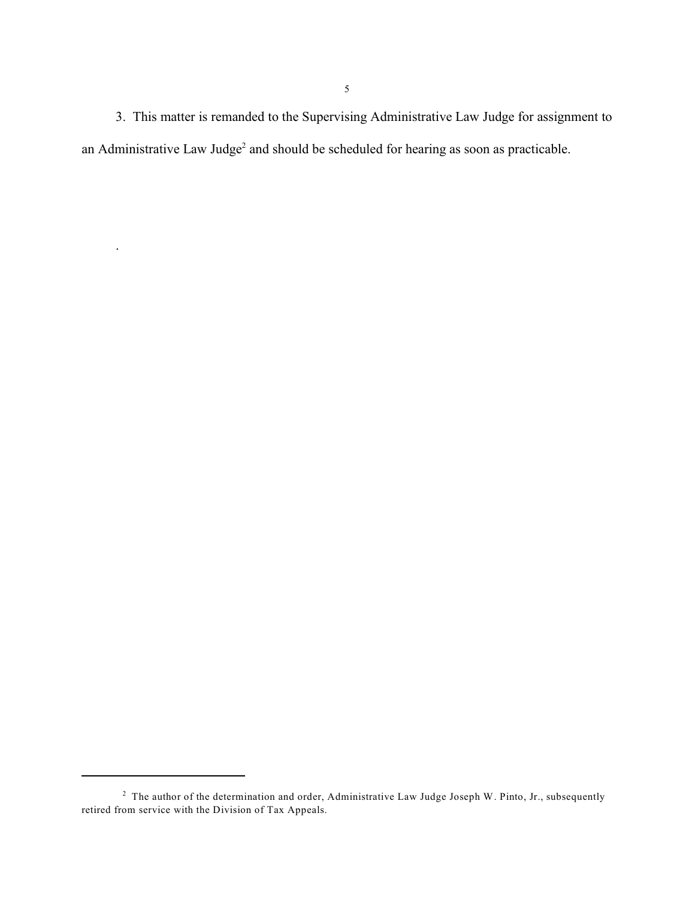3. This matter is remanded to the Supervising Administrative Law Judge for assignment to an Administrative Law Judge[2] and should be scheduled for hearing as soon as practicable.

.

---

[2] The author of the determination and order, Administrative Law Judge Joseph W. Pinto, Jr., subsequently retired from service with the Division of Tax Appeals.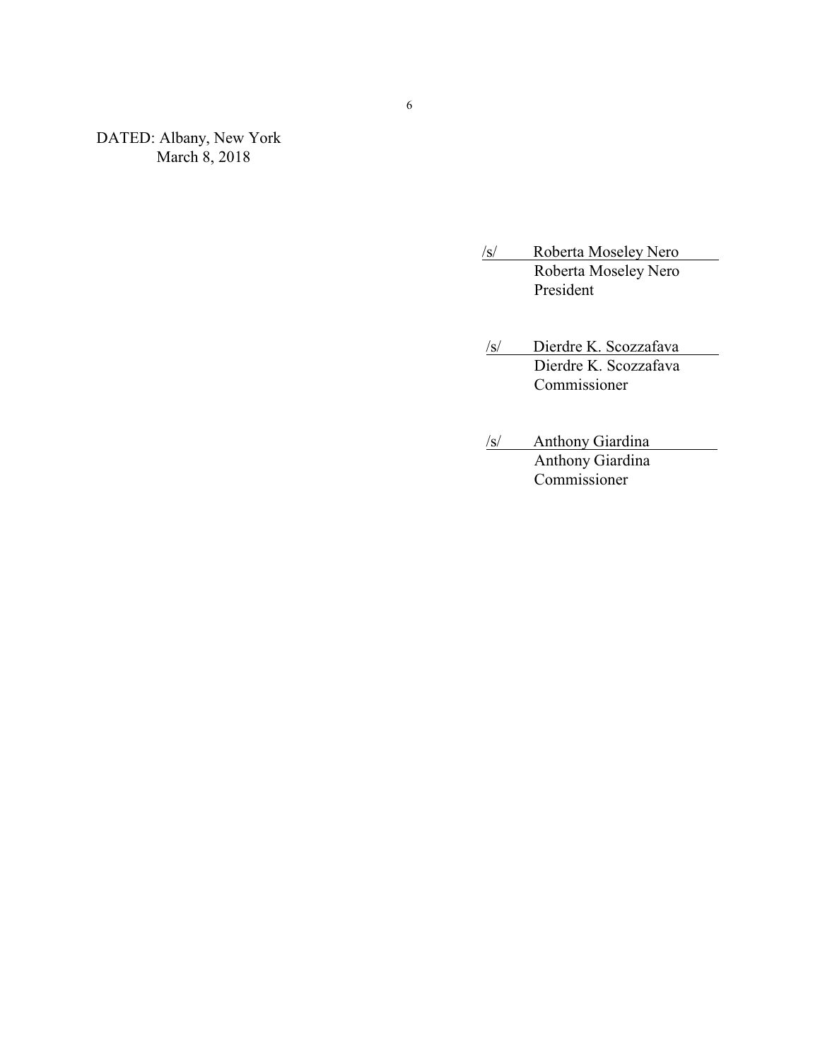DATED: Albany, New York
March 8, 2018

/s/ Roberta Moseley Nero
Roberta Moseley Nero
President

/s/ Dierdre K. Scozzafava
Dierdre K. Scozzafava
Commissioner

/s/ Anthony Giardina
Anthony Giardina
Commissioner